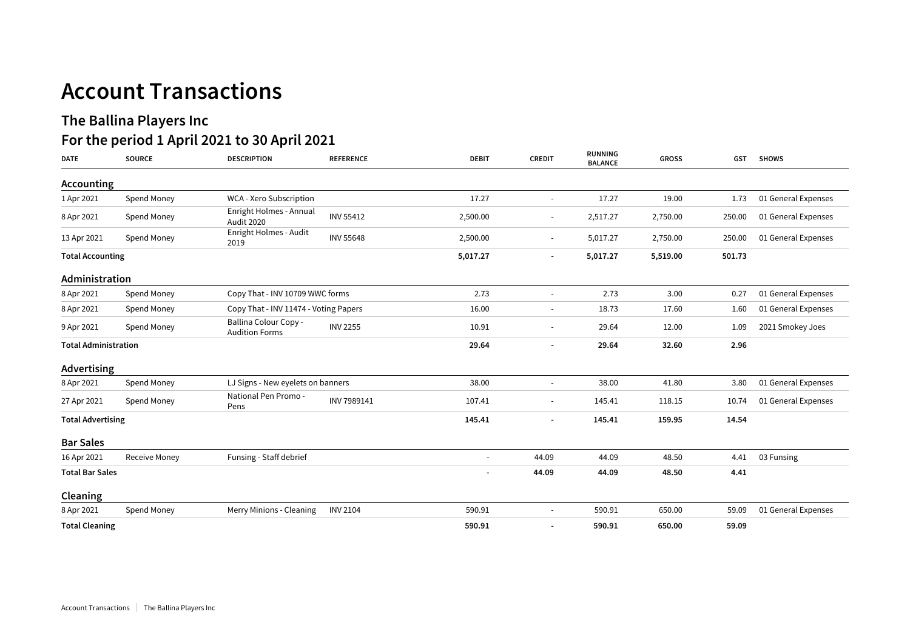# Account Transactions

## The Ballina Players Inc

## For the period 1 April 2021 to 30 April 2021

| DATE | SOURCE | DESCRIPTION | REFERENCE | DEBIT | CREDIT | RUNNING BALANCE | GROSS | GST | SHOWS |
|---|---|---|---|---|---|---|---|---|---|
| **Accounting** | | | | | | | | | |
| 1 Apr 2021 | Spend Money | WCA - Xero Subscription | | 17.27 | - | 17.27 | 19.00 | 1.73 | 01 General Expenses |
| 8 Apr 2021 | Spend Money | Enright Holmes - Annual Audit 2020 | INV 55412 | 2,500.00 | - | 2,517.27 | 2,750.00 | 250.00 | 01 General Expenses |
| 13 Apr 2021 | Spend Money | Enright Holmes - Audit 2019 | INV 55648 | 2,500.00 | - | 5,017.27 | 2,750.00 | 250.00 | 01 General Expenses |
| **Total Accounting** | | | | **5,017.27** | **-** | **5,017.27** | **5,519.00** | **501.73** | |
| **Administration** | | | | | | | | | |
| 8 Apr 2021 | Spend Money | Copy That - INV 10709 WWC forms | | 2.73 | - | 2.73 | 3.00 | 0.27 | 01 General Expenses |
| 8 Apr 2021 | Spend Money | Copy That - INV 11474 - Voting Papers | | 16.00 | - | 18.73 | 17.60 | 1.60 | 01 General Expenses |
| 9 Apr 2021 | Spend Money | Ballina Colour Copy - Audition Forms | INV 2255 | 10.91 | - | 29.64 | 12.00 | 1.09 | 2021 Smokey Joes |
| **Total Administration** | | | | **29.64** | **-** | **29.64** | **32.60** | **2.96** | |
| **Advertising** | | | | | | | | | |
| 8 Apr 2021 | Spend Money | LJ Signs - New eyelets on banners | | 38.00 | - | 38.00 | 41.80 | 3.80 | 01 General Expenses |
| 27 Apr 2021 | Spend Money | National Pen Promo - Pens | INV 7989141 | 107.41 | - | 145.41 | 118.15 | 10.74 | 01 General Expenses |
| **Total Advertising** | | | | **145.41** | **-** | **145.41** | **159.95** | **14.54** | |
| **Bar Sales** | | | | | | | | | |
| 16 Apr 2021 | Receive Money | Funsing - Staff debrief | | - | 44.09 | 44.09 | 48.50 | 4.41 | 03 Funsing |
| **Total Bar Sales** | | | | **-** | **44.09** | **44.09** | **48.50** | **4.41** | |
| **Cleaning** | | | | | | | | | |
| 8 Apr 2021 | Spend Money | Merry Minions - Cleaning | INV 2104 | 590.91 | - | 590.91 | 650.00 | 59.09 | 01 General Expenses |
| **Total Cleaning** | | | | **590.91** | **-** | **590.91** | **650.00** | **59.09** | |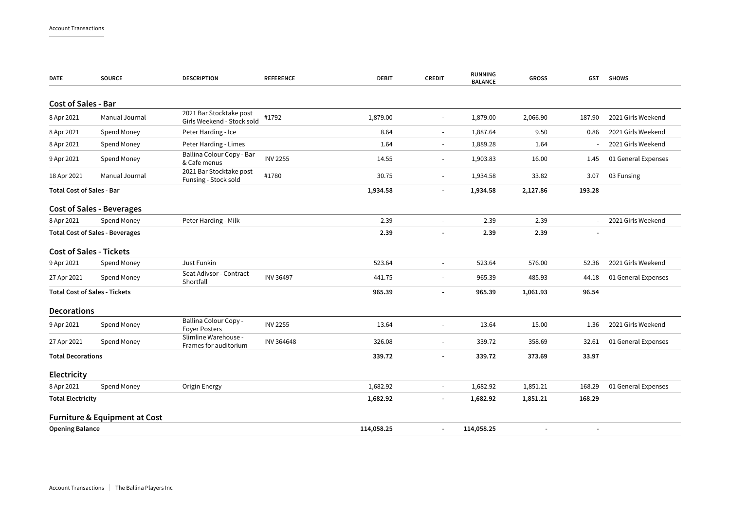| DATE | SOURCE | DESCRIPTION | REFERENCE | DEBIT | CREDIT | RUNNING BALANCE | GROSS | GST | SHOWS |
|---|---|---|---|---|---|---|---|---|---|
| **Cost of Sales - Bar** | | | | | | | | | |
| 8 Apr 2021 | Manual Journal | 2021 Bar Stocktake post Girls Weekend - Stock sold | #1792 | 1,879.00 | - | 1,879.00 | 2,066.90 | 187.90 | 2021 Girls Weekend |
| 8 Apr 2021 | Spend Money | Peter Harding - Ice | | 8.64 | - | 1,887.64 | 9.50 | 0.86 | 2021 Girls Weekend |
| 8 Apr 2021 | Spend Money | Peter Harding - Limes | | 1.64 | - | 1,889.28 | 1.64 | - | 2021 Girls Weekend |
| 9 Apr 2021 | Spend Money | Ballina Colour Copy - Bar & Cafe menus | INV 2255 | 14.55 | - | 1,903.83 | 16.00 | 1.45 | 01 General Expenses |
| 18 Apr 2021 | Manual Journal | 2021 Bar Stocktake post Funsing - Stock sold | #1780 | 30.75 | - | 1,934.58 | 33.82 | 3.07 | 03 Funsing |
| **Total Cost of Sales - Bar** | | | | **1,934.58** | **-** | **1,934.58** | **2,127.86** | **193.28** | |
| **Cost of Sales - Beverages** | | | | | | | | | |
| 8 Apr 2021 | Spend Money | Peter Harding - Milk | | 2.39 | - | 2.39 | 2.39 | - | 2021 Girls Weekend |
| **Total Cost of Sales - Beverages** | | | | **2.39** | **-** | **2.39** | **2.39** | **-** | |
| **Cost of Sales - Tickets** | | | | | | | | | |
| 9 Apr 2021 | Spend Money | Just Funkin | | 523.64 | - | 523.64 | 576.00 | 52.36 | 2021 Girls Weekend |
| 27 Apr 2021 | Spend Money | Seat Adivsor - Contract Shortfall | INV 36497 | 441.75 | - | 965.39 | 485.93 | 44.18 | 01 General Expenses |
| **Total Cost of Sales - Tickets** | | | | **965.39** | **-** | **965.39** | **1,061.93** | **96.54** | |
| **Decorations** | | | | | | | | | |
| 9 Apr 2021 | Spend Money | Ballina Colour Copy - Foyer Posters | INV 2255 | 13.64 | - | 13.64 | 15.00 | 1.36 | 2021 Girls Weekend |
| 27 Apr 2021 | Spend Money | Slimline Warehouse - Frames for auditorium | INV 364648 | 326.08 | - | 339.72 | 358.69 | 32.61 | 01 General Expenses |
| **Total Decorations** | | | | **339.72** | **-** | **339.72** | **373.69** | **33.97** | |
| **Electricity** | | | | | | | | | |
| 8 Apr 2021 | Spend Money | Origin Energy | | 1,682.92 | - | 1,682.92 | 1,851.21 | 168.29 | 01 General Expenses |
| **Total Electricity** | | | | **1,682.92** | **-** | **1,682.92** | **1,851.21** | **168.29** | |
| **Furniture & Equipment at Cost** | | | | | | | | | |
| **Opening Balance** | | | | **114,058.25** | **-** | **114,058.25** | **-** | **-** | |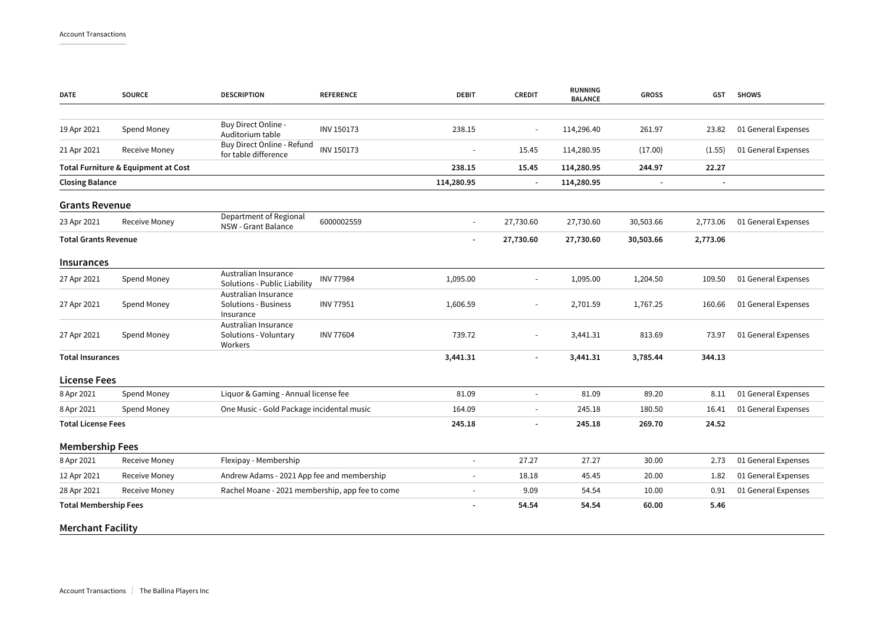| DATE | SOURCE | DESCRIPTION | REFERENCE | DEBIT | CREDIT | RUNNING BALANCE | GROSS | GST | SHOWS |
|---|---|---|---|---|---|---|---|---|---|
| 19 Apr 2021 | Spend Money | Buy Direct Online - Auditorium table | INV 150173 | 238.15 | - | 114,296.40 | 261.97 | 23.82 | 01 General Expenses |
| 21 Apr 2021 | Receive Money | Buy Direct Online - Refund for table difference | INV 150173 | - | 15.45 | 114,280.95 | (17.00) | (1.55) | 01 General Expenses |
| **Total Furniture & Equipment at Cost** | | | | **238.15** | **15.45** | **114,280.95** | **244.97** | **22.27** | |
| **Closing Balance** | | | | **114,280.95** | **-** | **114,280.95** | **-** | **-** | |

## Grants Revenue

| DATE | SOURCE | DESCRIPTION | REFERENCE | DEBIT | CREDIT | RUNNING BALANCE | GROSS | GST | SHOWS |
|---|---|---|---|---|---|---|---|---|---|
| 23 Apr 2021 | Receive Money | Department of Regional NSW - Grant Balance | 6000002559 | - | 27,730.60 | 27,730.60 | 30,503.66 | 2,773.06 | 01 General Expenses |
| **Total Grants Revenue** | | | | **-** | **27,730.60** | **27,730.60** | **30,503.66** | **2,773.06** | |

## Insurances

| DATE | SOURCE | DESCRIPTION | REFERENCE | DEBIT | CREDIT | RUNNING BALANCE | GROSS | GST | SHOWS |
|---|---|---|---|---|---|---|---|---|---|
| 27 Apr 2021 | Spend Money | Australian Insurance Solutions - Public Liability | INV 77984 | 1,095.00 | - | 1,095.00 | 1,204.50 | 109.50 | 01 General Expenses |
| 27 Apr 2021 | Spend Money | Australian Insurance Solutions - Business Insurance | INV 77951 | 1,606.59 | - | 2,701.59 | 1,767.25 | 160.66 | 01 General Expenses |
| 27 Apr 2021 | Spend Money | Australian Insurance Solutions - Voluntary Workers | INV 77604 | 739.72 | - | 3,441.31 | 813.69 | 73.97 | 01 General Expenses |
| **Total Insurances** | | | | **3,441.31** | **-** | **3,441.31** | **3,785.44** | **344.13** | |

## License Fees

| DATE | SOURCE | DESCRIPTION | REFERENCE | DEBIT | CREDIT | RUNNING BALANCE | GROSS | GST | SHOWS |
|---|---|---|---|---|---|---|---|---|---|
| 8 Apr 2021 | Spend Money | Liquor & Gaming - Annual license fee | | 81.09 | - | 81.09 | 89.20 | 8.11 | 01 General Expenses |
| 8 Apr 2021 | Spend Money | One Music - Gold Package incidental music | | 164.09 | - | 245.18 | 180.50 | 16.41 | 01 General Expenses |
| **Total License Fees** | | | | **245.18** | **-** | **245.18** | **269.70** | **24.52** | |

## Membership Fees

| DATE | SOURCE | DESCRIPTION | REFERENCE | DEBIT | CREDIT | RUNNING BALANCE | GROSS | GST | SHOWS |
|---|---|---|---|---|---|---|---|---|---|
| 8 Apr 2021 | Receive Money | Flexipay - Membership | | - | 27.27 | 27.27 | 30.00 | 2.73 | 01 General Expenses |
| 12 Apr 2021 | Receive Money | Andrew Adams - 2021 App fee and membership | | - | 18.18 | 45.45 | 20.00 | 1.82 | 01 General Expenses |
| 28 Apr 2021 | Receive Money | Rachel Moane - 2021 membership, app fee to come | | - | 9.09 | 54.54 | 10.00 | 0.91 | 01 General Expenses |
| **Total Membership Fees** | | | | **-** | **54.54** | **54.54** | **60.00** | **5.46** | |

## Merchant Facility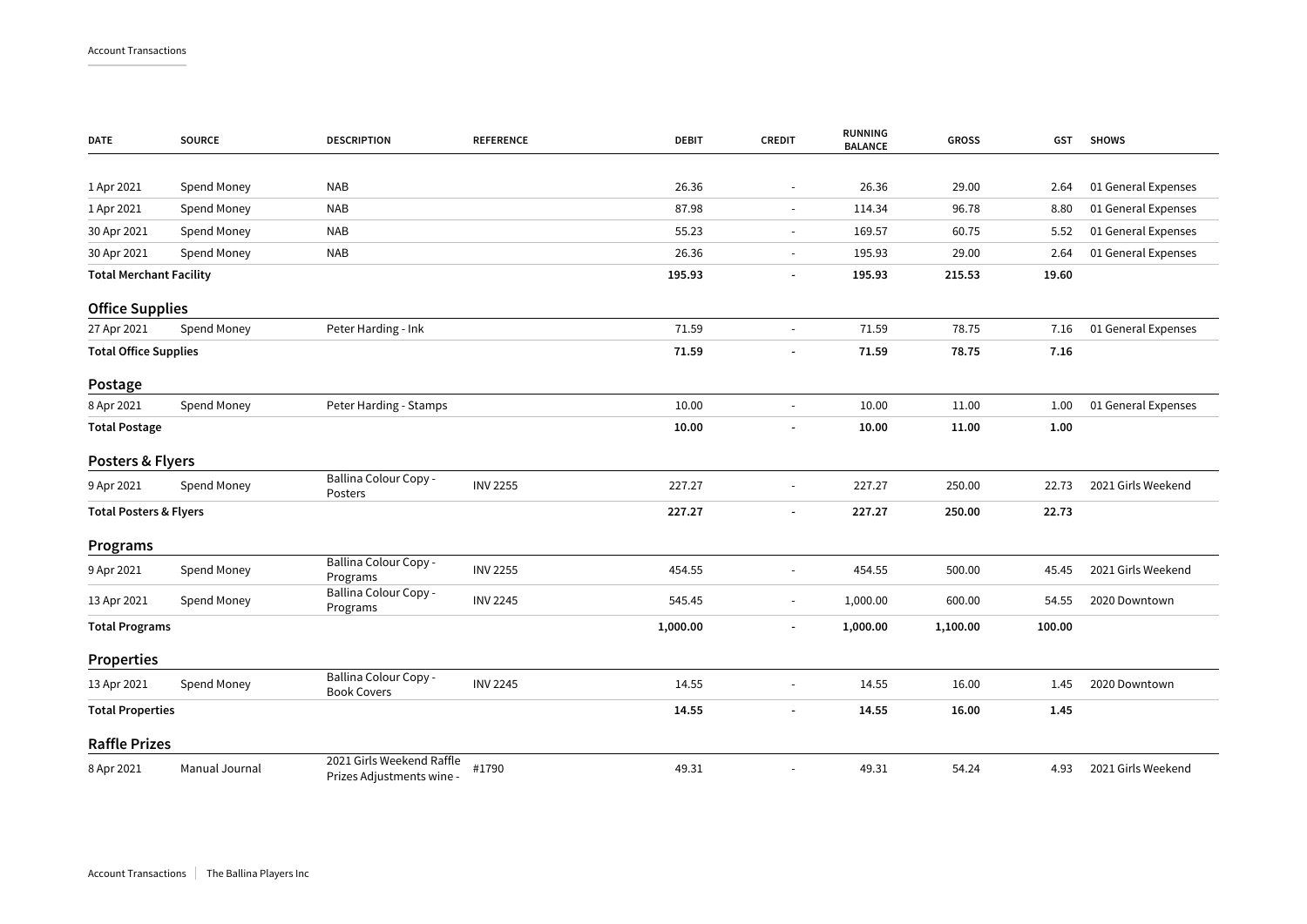| DATE | SOURCE | DESCRIPTION | REFERENCE | DEBIT | CREDIT | RUNNING BALANCE | GROSS | GST | SHOWS |
|---|---|---|---|---|---|---|---|---|---|
| 1 Apr 2021 | Spend Money | NAB | | 26.36 | - | 26.36 | 29.00 | 2.64 | 01 General Expenses |
| 1 Apr 2021 | Spend Money | NAB | | 87.98 | - | 114.34 | 96.78 | 8.80 | 01 General Expenses |
| 30 Apr 2021 | Spend Money | NAB | | 55.23 | - | 169.57 | 60.75 | 5.52 | 01 General Expenses |
| 30 Apr 2021 | Spend Money | NAB | | 26.36 | - | 195.93 | 29.00 | 2.64 | 01 General Expenses |
| **Total Merchant Facility** | | | | **195.93** | **-** | **195.93** | **215.53** | **19.60** | |

## Office Supplies

| DATE | SOURCE | DESCRIPTION | REFERENCE | DEBIT | CREDIT | RUNNING BALANCE | GROSS | GST | SHOWS |
|---|---|---|---|---|---|---|---|---|---|
| 27 Apr 2021 | Spend Money | Peter Harding - Ink | | 71.59 | - | 71.59 | 78.75 | 7.16 | 01 General Expenses |
| **Total Office Supplies** | | | | **71.59** | **-** | **71.59** | **78.75** | **7.16** | |

## Postage

| DATE | SOURCE | DESCRIPTION | REFERENCE | DEBIT | CREDIT | RUNNING BALANCE | GROSS | GST | SHOWS |
|---|---|---|---|---|---|---|---|---|---|
| 8 Apr 2021 | Spend Money | Peter Harding - Stamps | | 10.00 | - | 10.00 | 11.00 | 1.00 | 01 General Expenses |
| **Total Postage** | | | | **10.00** | **-** | **10.00** | **11.00** | **1.00** | |

## Posters & Flyers

| DATE | SOURCE | DESCRIPTION | REFERENCE | DEBIT | CREDIT | RUNNING BALANCE | GROSS | GST | SHOWS |
|---|---|---|---|---|---|---|---|---|---|
| 9 Apr 2021 | Spend Money | Ballina Colour Copy - Posters | INV 2255 | 227.27 | - | 227.27 | 250.00 | 22.73 | 2021 Girls Weekend |
| **Total Posters & Flyers** | | | | **227.27** | **-** | **227.27** | **250.00** | **22.73** | |

## Programs

| DATE | SOURCE | DESCRIPTION | REFERENCE | DEBIT | CREDIT | RUNNING BALANCE | GROSS | GST | SHOWS |
|---|---|---|---|---|---|---|---|---|---|
| 9 Apr 2021 | Spend Money | Ballina Colour Copy - Programs | INV 2255 | 454.55 | - | 454.55 | 500.00 | 45.45 | 2021 Girls Weekend |
| 13 Apr 2021 | Spend Money | Ballina Colour Copy - Programs | INV 2245 | 545.45 | - | 1,000.00 | 600.00 | 54.55 | 2020 Downtown |
| **Total Programs** | | | | **1,000.00** | **-** | **1,000.00** | **1,100.00** | **100.00** | |

## Properties

| DATE | SOURCE | DESCRIPTION | REFERENCE | DEBIT | CREDIT | RUNNING BALANCE | GROSS | GST | SHOWS |
|---|---|---|---|---|---|---|---|---|---|
| 13 Apr 2021 | Spend Money | Ballina Colour Copy - Book Covers | INV 2245 | 14.55 | - | 14.55 | 16.00 | 1.45 | 2020 Downtown |
| **Total Properties** | | | | **14.55** | **-** | **14.55** | **16.00** | **1.45** | |

## Raffle Prizes

| DATE | SOURCE | DESCRIPTION | REFERENCE | DEBIT | CREDIT | RUNNING BALANCE | GROSS | GST | SHOWS |
|---|---|---|---|---|---|---|---|---|---|
| 8 Apr 2021 | Manual Journal | 2021 Girls Weekend Raffle Prizes Adjustments wine - | #1790 | 49.31 | - | 49.31 | 54.24 | 4.93 | 2021 Girls Weekend |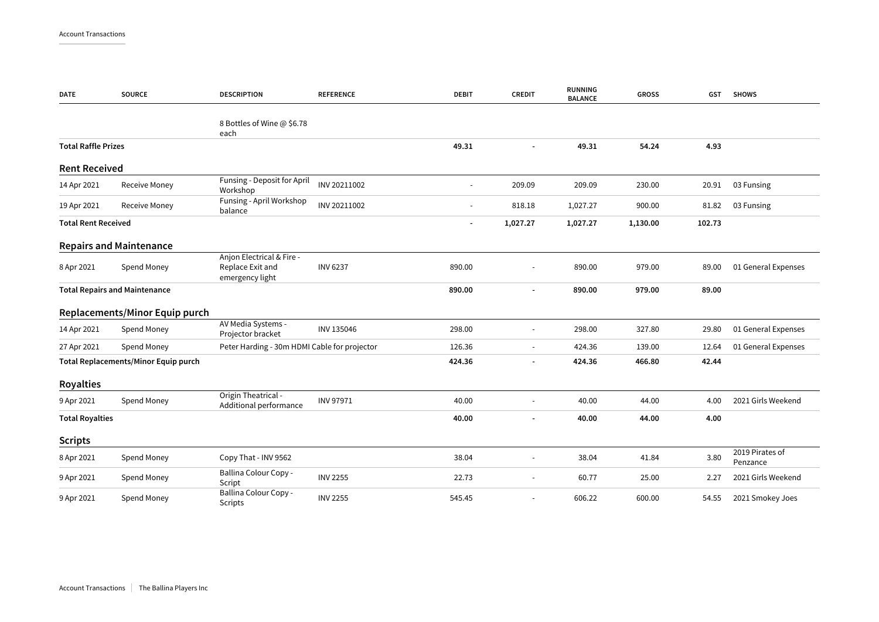| DATE | SOURCE | DESCRIPTION | REFERENCE | DEBIT | CREDIT | RUNNING BALANCE | GROSS | GST | SHOWS |
|---|---|---|---|---|---|---|---|---|---|
| | | 8 Bottles of Wine @ $6.78 each | | | | | | | |
| **Total Raffle Prizes** | | | | **49.31** | **-** | **49.31** | **54.24** | **4.93** | |
| **Rent Received** | | | | | | | | | |
| 14 Apr 2021 | Receive Money | Funsing - Deposit for April Workshop | INV 20211002 | - | 209.09 | 209.09 | 230.00 | 20.91 | 03 Funsing |
| 19 Apr 2021 | Receive Money | Funsing - April Workshop balance | INV 20211002 | - | 818.18 | 1,027.27 | 900.00 | 81.82 | 03 Funsing |
| **Total Rent Received** | | | | **-** | **1,027.27** | **1,027.27** | **1,130.00** | **102.73** | |
| **Repairs and Maintenance** | | | | | | | | | |
| 8 Apr 2021 | Spend Money | Anjon Electrical & Fire - Replace Exit and emergency light | INV 6237 | 890.00 | - | 890.00 | 979.00 | 89.00 | 01 General Expenses |
| **Total Repairs and Maintenance** | | | | **890.00** | **-** | **890.00** | **979.00** | **89.00** | |
| **Replacements/Minor Equip purch** | | | | | | | | | |
| 14 Apr 2021 | Spend Money | AV Media Systems - Projector bracket | INV 135046 | 298.00 | - | 298.00 | 327.80 | 29.80 | 01 General Expenses |
| 27 Apr 2021 | Spend Money | Peter Harding - 30m HDMI Cable for projector | | 126.36 | - | 424.36 | 139.00 | 12.64 | 01 General Expenses |
| **Total Replacements/Minor Equip purch** | | | | **424.36** | **-** | **424.36** | **466.80** | **42.44** | |
| **Royalties** | | | | | | | | | |
| 9 Apr 2021 | Spend Money | Origin Theatrical - Additional performance | INV 97971 | 40.00 | - | 40.00 | 44.00 | 4.00 | 2021 Girls Weekend |
| **Total Royalties** | | | | **40.00** | **-** | **40.00** | **44.00** | **4.00** | |
| **Scripts** | | | | | | | | | |
| 8 Apr 2021 | Spend Money | Copy That - INV 9562 | | 38.04 | - | 38.04 | 41.84 | 3.80 | 2019 Pirates of Penzance |
| 9 Apr 2021 | Spend Money | Ballina Colour Copy - Script | INV 2255 | 22.73 | - | 60.77 | 25.00 | 2.27 | 2021 Girls Weekend |
| 9 Apr 2021 | Spend Money | Ballina Colour Copy - Scripts | INV 2255 | 545.45 | - | 606.22 | 600.00 | 54.55 | 2021 Smokey Joes |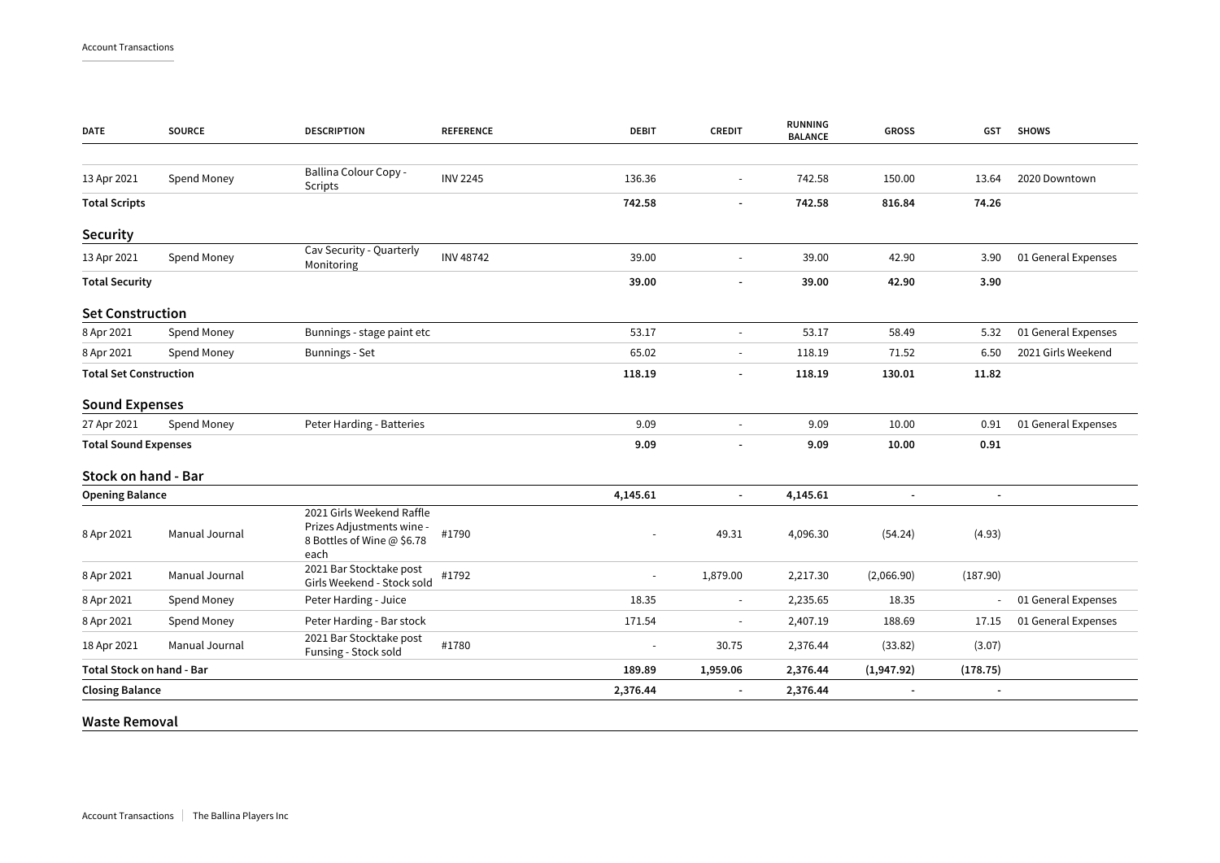| DATE | SOURCE | DESCRIPTION | REFERENCE | DEBIT | CREDIT | RUNNING BALANCE | GROSS | GST | SHOWS |
|---|---|---|---|---|---|---|---|---|---|
| 13 Apr 2021 | Spend Money | Ballina Colour Copy - Scripts | INV 2245 | 136.36 | - | 742.58 | 150.00 | 13.64 | 2020 Downtown |
| **Total Scripts** | | | | **742.58** | **-** | **742.58** | **816.84** | **74.26** | |

## Security

| DATE | SOURCE | DESCRIPTION | REFERENCE | DEBIT | CREDIT | RUNNING BALANCE | GROSS | GST | SHOWS |
|---|---|---|---|---|---|---|---|---|---|
| 13 Apr 2021 | Spend Money | Cav Security - Quarterly Monitoring | INV 48742 | 39.00 | - | 39.00 | 42.90 | 3.90 | 01 General Expenses |
| **Total Security** | | | | **39.00** | **-** | **39.00** | **42.90** | **3.90** | |

## Set Construction

| DATE | SOURCE | DESCRIPTION | REFERENCE | DEBIT | CREDIT | RUNNING BALANCE | GROSS | GST | SHOWS |
|---|---|---|---|---|---|---|---|---|---|
| 8 Apr 2021 | Spend Money | Bunnings - stage paint etc | | 53.17 | - | 53.17 | 58.49 | 5.32 | 01 General Expenses |
| 8 Apr 2021 | Spend Money | Bunnings - Set | | 65.02 | - | 118.19 | 71.52 | 6.50 | 2021 Girls Weekend |
| **Total Set Construction** | | | | **118.19** | **-** | **118.19** | **130.01** | **11.82** | |

## Sound Expenses

| DATE | SOURCE | DESCRIPTION | REFERENCE | DEBIT | CREDIT | RUNNING BALANCE | GROSS | GST | SHOWS |
|---|---|---|---|---|---|---|---|---|---|
| 27 Apr 2021 | Spend Money | Peter Harding - Batteries | | 9.09 | - | 9.09 | 10.00 | 0.91 | 01 General Expenses |
| **Total Sound Expenses** | | | | **9.09** | **-** | **9.09** | **10.00** | **0.91** | |

## Stock on hand - Bar

| DATE | SOURCE | DESCRIPTION | REFERENCE | DEBIT | CREDIT | RUNNING BALANCE | GROSS | GST | SHOWS |
|---|---|---|---|---|---|---|---|---|---|
| **Opening Balance** | | | | **4,145.61** | **-** | **4,145.61** | **-** | **-** | |
| 8 Apr 2021 | Manual Journal | 2021 Girls Weekend Raffle Prizes Adjustments wine - 8 Bottles of Wine @ $6.78 each | #1790 | - | 49.31 | 4,096.30 | (54.24) | (4.93) | |
| 8 Apr 2021 | Manual Journal | 2021 Bar Stocktake post Girls Weekend - Stock sold | #1792 | - | 1,879.00 | 2,217.30 | (2,066.90) | (187.90) | |
| 8 Apr 2021 | Spend Money | Peter Harding - Juice | | 18.35 | - | 2,235.65 | 18.35 | - | 01 General Expenses |
| 8 Apr 2021 | Spend Money | Peter Harding - Bar stock | | 171.54 | - | 2,407.19 | 188.69 | 17.15 | 01 General Expenses |
| 18 Apr 2021 | Manual Journal | 2021 Bar Stocktake post Funsing - Stock sold | #1780 | - | 30.75 | 2,376.44 | (33.82) | (3.07) | |
| **Total Stock on hand - Bar** | | | | **189.89** | **1,959.06** | **2,376.44** | **(1,947.92)** | **(178.75)** | |
| **Closing Balance** | | | | **2,376.44** | **-** | **2,376.44** | **-** | **-** | |

## Waste Removal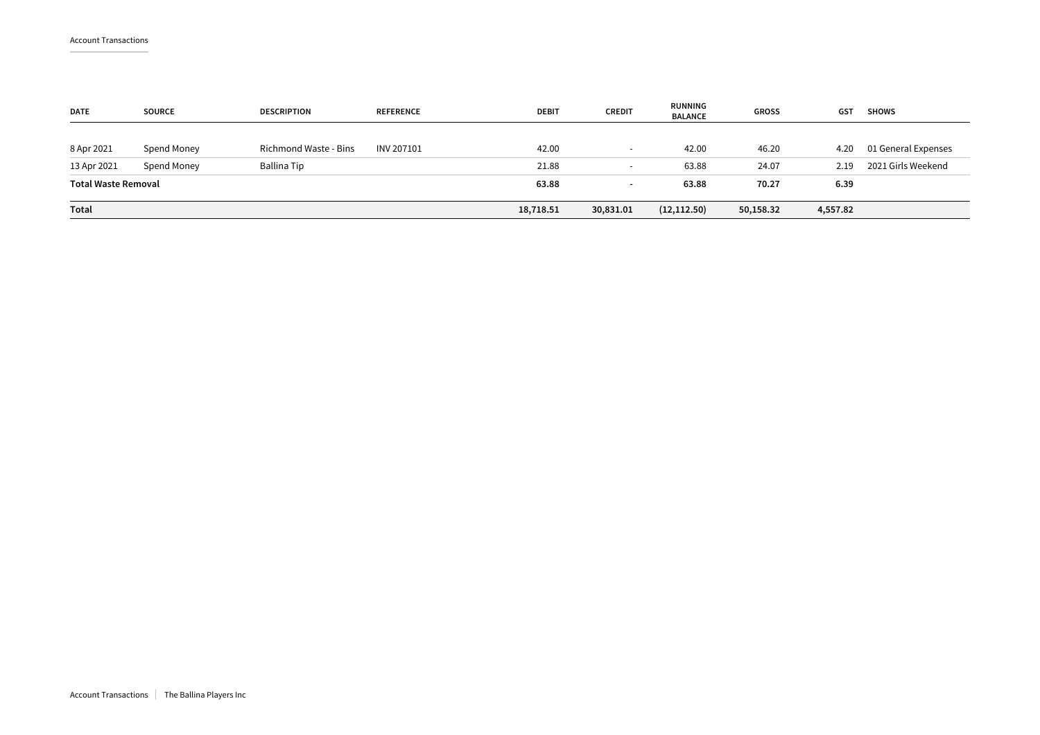| DATE | SOURCE | DESCRIPTION | REFERENCE | DEBIT | CREDIT | RUNNING BALANCE | GROSS | GST | SHOWS |
|---|---|---|---|---|---|---|---|---|---|
| 8 Apr 2021 | Spend Money | Richmond Waste - Bins | INV 207101 | 42.00 | - | 42.00 | 46.20 | 4.20 | 01 General Expenses |
| 13 Apr 2021 | Spend Money | Ballina Tip | | 21.88 | - | 63.88 | 24.07 | 2.19 | 2021 Girls Weekend |
| **Total Waste Removal** | | | | **63.88** | **-** | **63.88** | **70.27** | **6.39** | |
| **Total** | | | | **18,718.51** | **30,831.01** | **(12,112.50)** | **50,158.32** | **4,557.82** | |